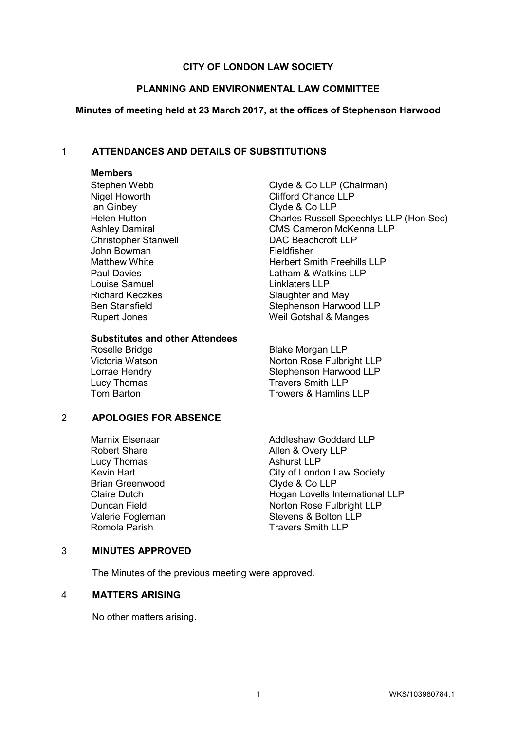**CITY OF LONDON LAW SOCIETY**

**PLANNING AND ENVIRONMENTAL LAW COMMITTEE**

**Minutes of meeting held at 23 March 2017, at the offices of Stephenson Harwood**

## 1 ATTENDANCES AND DETAILS OF SUBSTITUTIONS

**Members**

| | |
|---|---|
| Stephen Webb | Clyde & Co LLP (Chairman) |
| Nigel Howorth | Clifford Chance LLP |
| Ian Ginbey | Clyde & Co LLP |
| Helen Hutton | Charles Russell Speechlys LLP (Hon Sec) |
| Ashley Damiral | CMS Cameron McKenna LLP |
| Christopher Stanwell | DAC Beachcroft LLP |
| John Bowman | Fieldfisher |
| Matthew White | Herbert Smith Freehills LLP |
| Paul Davies | Latham & Watkins LLP |
| Louise Samuel | Linklaters LLP |
| Richard Keczkes | Slaughter and May |
| Ben Stansfield | Stephenson Harwood LLP |
| Rupert Jones | Weil Gotshal & Manges |

**Substitutes and other Attendees**

| | |
|---|---|
| Roselle Bridge | Blake Morgan LLP |
| Victoria Watson | Norton Rose Fulbright LLP |
| Lorrae Hendry | Stephenson Harwood LLP |
| Lucy Thomas | Travers Smith LLP |
| Tom Barton | Trowers & Hamlins LLP |

## 2 APOLOGIES FOR ABSENCE

| | |
|---|---|
| Marnix Elsenaar | Addleshaw Goddard LLP |
| Robert Share | Allen & Overy LLP |
| Lucy Thomas | Ashurst LLP |
| Kevin Hart | City of London Law Society |
| Brian Greenwood | Clyde & Co LLP |
| Claire Dutch | Hogan Lovells International LLP |
| Duncan Field | Norton Rose Fulbright LLP |
| Valerie Fogleman | Stevens & Bolton LLP |
| Romola Parish | Travers Smith LLP |

## 3 MINUTES APPROVED

The Minutes of the previous meeting were approved.

## 4 MATTERS ARISING

No other matters arising.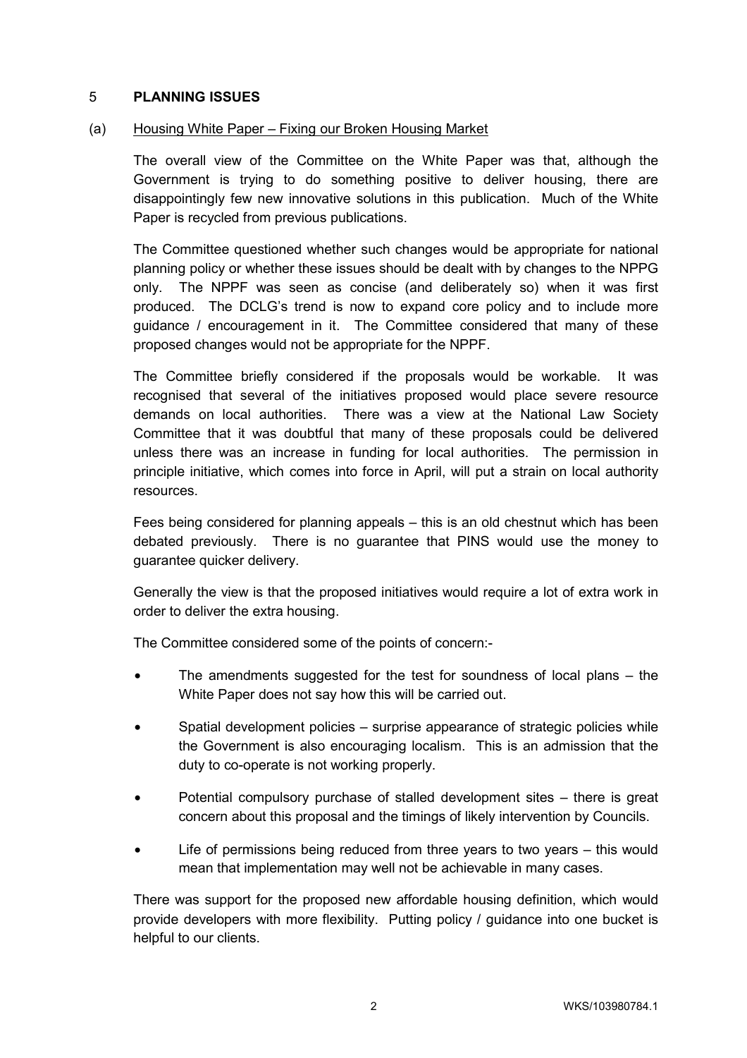## 5 PLANNING ISSUES

### (a) Housing White Paper – Fixing our Broken Housing Market

The overall view of the Committee on the White Paper was that, although the Government is trying to do something positive to deliver housing, there are disappointingly few new innovative solutions in this publication. Much of the White Paper is recycled from previous publications.

The Committee questioned whether such changes would be appropriate for national planning policy or whether these issues should be dealt with by changes to the NPPG only. The NPPF was seen as concise (and deliberately so) when it was first produced. The DCLG's trend is now to expand core policy and to include more guidance / encouragement in it. The Committee considered that many of these proposed changes would not be appropriate for the NPPF.

The Committee briefly considered if the proposals would be workable. It was recognised that several of the initiatives proposed would place severe resource demands on local authorities. There was a view at the National Law Society Committee that it was doubtful that many of these proposals could be delivered unless there was an increase in funding for local authorities. The permission in principle initiative, which comes into force in April, will put a strain on local authority resources.

Fees being considered for planning appeals – this is an old chestnut which has been debated previously. There is no guarantee that PINS would use the money to guarantee quicker delivery.

Generally the view is that the proposed initiatives would require a lot of extra work in order to deliver the extra housing.

The Committee considered some of the points of concern:-

- The amendments suggested for the test for soundness of local plans – the White Paper does not say how this will be carried out.
- Spatial development policies – surprise appearance of strategic policies while the Government is also encouraging localism. This is an admission that the duty to co-operate is not working properly.
- Potential compulsory purchase of stalled development sites – there is great concern about this proposal and the timings of likely intervention by Councils.
- Life of permissions being reduced from three years to two years – this would mean that implementation may well not be achievable in many cases.

There was support for the proposed new affordable housing definition, which would provide developers with more flexibility. Putting policy / guidance into one bucket is helpful to our clients.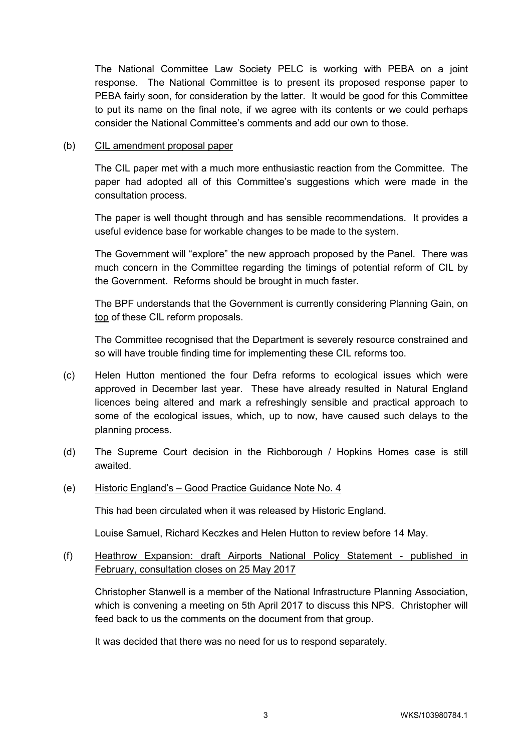The National Committee Law Society PELC is working with PEBA on a joint response. The National Committee is to present its proposed response paper to PEBA fairly soon, for consideration by the latter. It would be good for this Committee to put its name on the final note, if we agree with its contents or we could perhaps consider the National Committee's comments and add our own to those.

(b) <u>CIL amendment proposal paper</u>

The CIL paper met with a much more enthusiastic reaction from the Committee. The paper had adopted all of this Committee's suggestions which were made in the consultation process.

The paper is well thought through and has sensible recommendations. It provides a useful evidence base for workable changes to be made to the system.

The Government will "explore" the new approach proposed by the Panel. There was much concern in the Committee regarding the timings of potential reform of CIL by the Government. Reforms should be brought in much faster.

The BPF understands that the Government is currently considering Planning Gain, on <u>top</u> of these CIL reform proposals.

The Committee recognised that the Department is severely resource constrained and so will have trouble finding time for implementing these CIL reforms too.

(c) Helen Hutton mentioned the four Defra reforms to ecological issues which were approved in December last year. These have already resulted in Natural England licences being altered and mark a refreshingly sensible and practical approach to some of the ecological issues, which, up to now, have caused such delays to the planning process.

(d) The Supreme Court decision in the Richborough / Hopkins Homes case is still awaited.

(e) <u>Historic England's – Good Practice Guidance Note No. 4</u>

This had been circulated when it was released by Historic England.

Louise Samuel, Richard Keczkes and Helen Hutton to review before 14 May.

(f) <u>Heathrow Expansion: draft Airports National Policy Statement - published in February, consultation closes on 25 May 2017</u>

Christopher Stanwell is a member of the National Infrastructure Planning Association, which is convening a meeting on 5th April 2017 to discuss this NPS. Christopher will feed back to us the comments on the document from that group.

It was decided that there was no need for us to respond separately.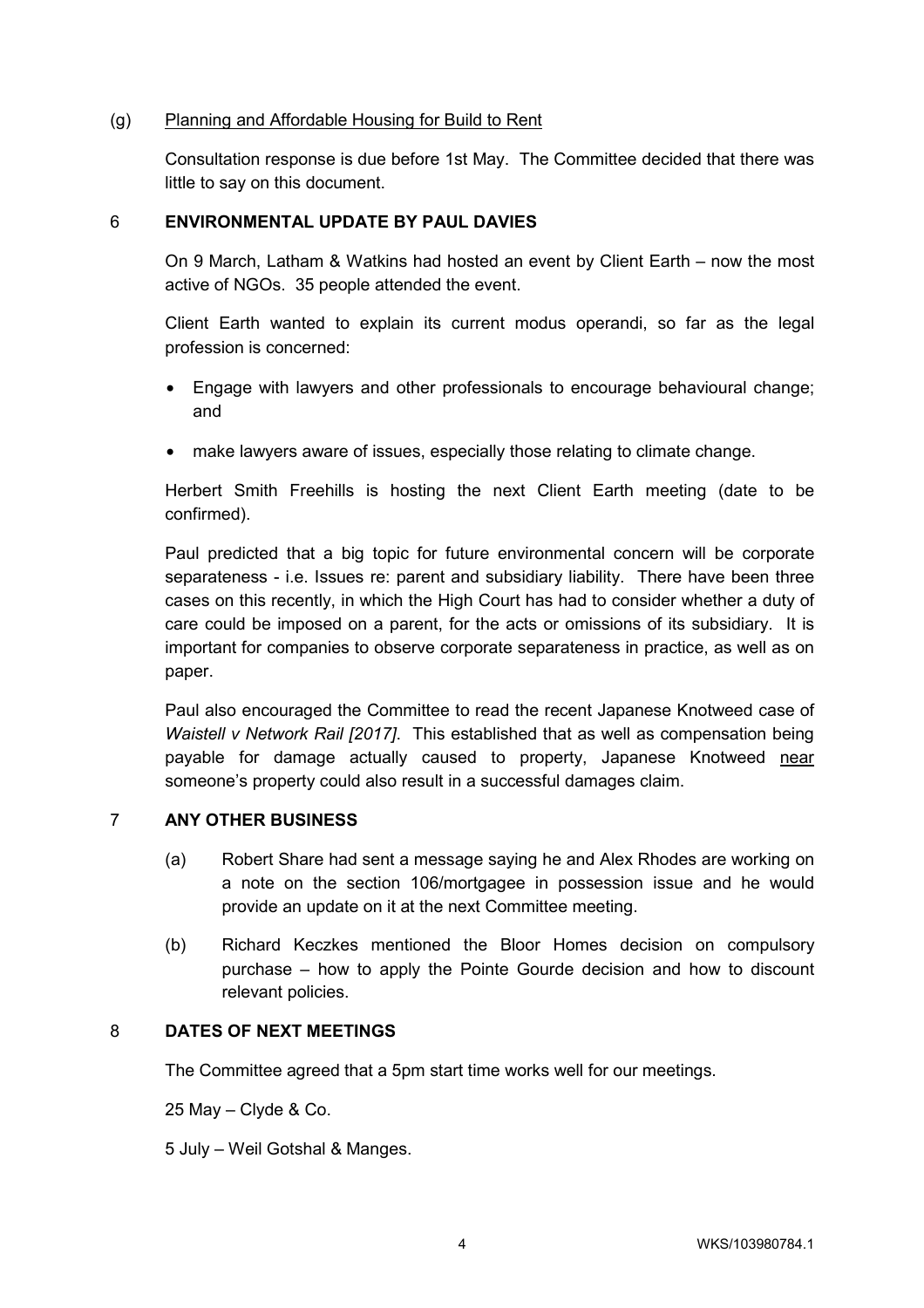(g) Planning and Affordable Housing for Build to Rent

Consultation response is due before 1st May. The Committee decided that there was little to say on this document.

## 6 ENVIRONMENTAL UPDATE BY PAUL DAVIES

On 9 March, Latham & Watkins had hosted an event by Client Earth – now the most active of NGOs. 35 people attended the event.

Client Earth wanted to explain its current modus operandi, so far as the legal profession is concerned:

- Engage with lawyers and other professionals to encourage behavioural change; and
- make lawyers aware of issues, especially those relating to climate change.

Herbert Smith Freehills is hosting the next Client Earth meeting (date to be confirmed).

Paul predicted that a big topic for future environmental concern will be corporate separateness - i.e. Issues re: parent and subsidiary liability. There have been three cases on this recently, in which the High Court has had to consider whether a duty of care could be imposed on a parent, for the acts or omissions of its subsidiary. It is important for companies to observe corporate separateness in practice, as well as on paper.

Paul also encouraged the Committee to read the recent Japanese Knotweed case of *Waistell v Network Rail [2017]*. This established that as well as compensation being payable for damage actually caused to property, Japanese Knotweed near someone's property could also result in a successful damages claim.

## 7 ANY OTHER BUSINESS

(a) Robert Share had sent a message saying he and Alex Rhodes are working on a note on the section 106/mortgagee in possession issue and he would provide an update on it at the next Committee meeting.

(b) Richard Keczkes mentioned the Bloor Homes decision on compulsory purchase – how to apply the Pointe Gourde decision and how to discount relevant policies.

## 8 DATES OF NEXT MEETINGS

The Committee agreed that a 5pm start time works well for our meetings.

25 May – Clyde & Co.

5 July – Weil Gotshal & Manges.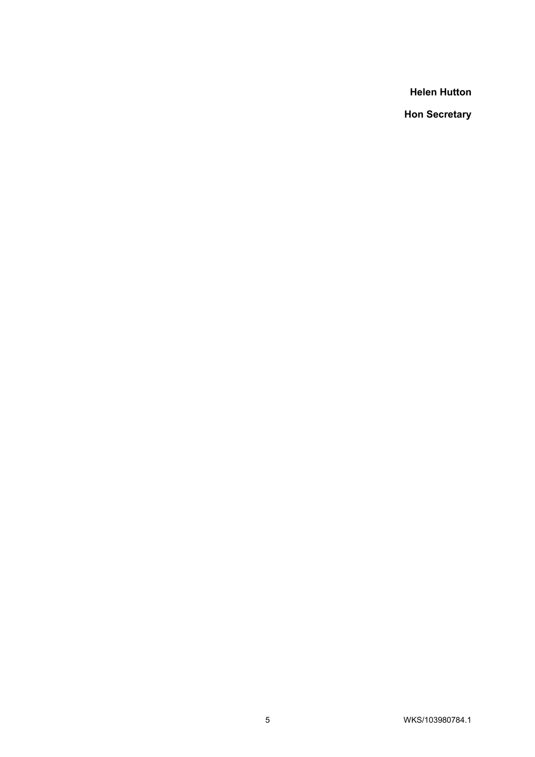**Helen Hutton**

**Hon Secretary**

WKS/103980784.1